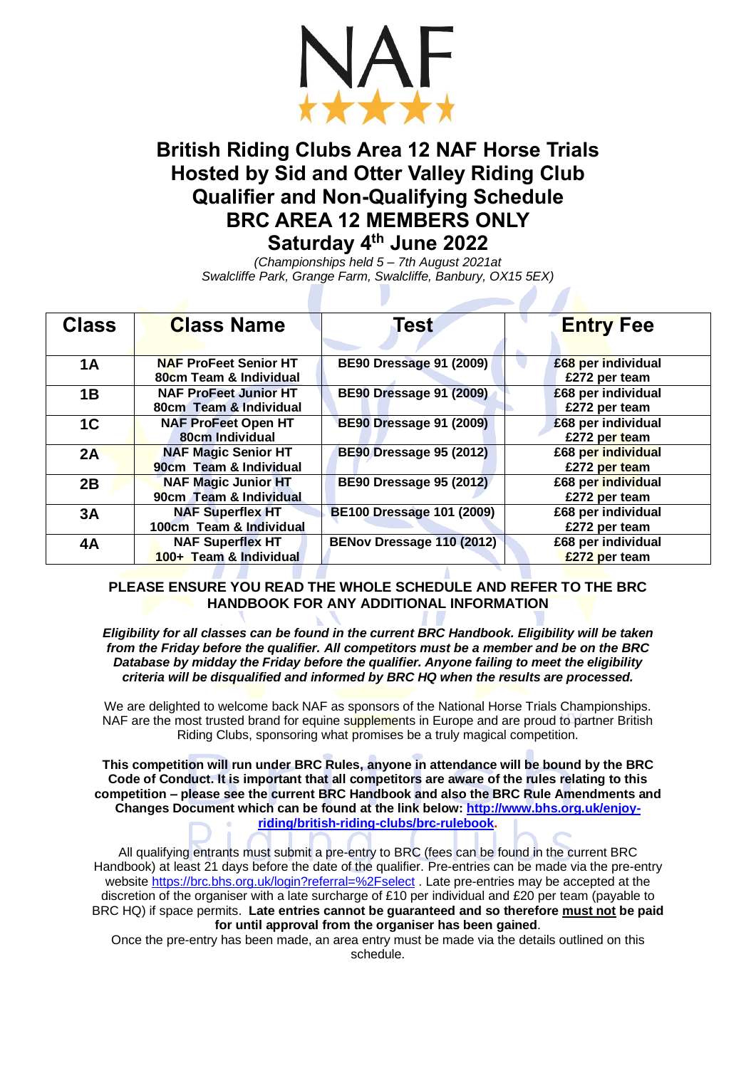NAF

# British Riding Clubs Area 12 NAF Horse Trials
# Hosted by Sid and Otter Valley Riding Club
# Qualifier and Non-Qualifying Schedule
# BRC AREA 12 MEMBERS ONLY
# Saturday 4th June 2022

*(Championships held 5 – 7th August 2021at Swalcliffe Park, Grange Farm, Swalcliffe, Banbury, OX15 5EX)*

| Class | Class Name | Test | Entry Fee |
|---|---|---|---|
| 1A | NAF ProFeet Senior HT 80cm Team & Individual | BE90 Dressage 91 (2009) | £68 per individual £272 per team |
| 1B | NAF ProFeet Junior HT 80cm Team & Individual | BE90 Dressage 91 (2009) | £68 per individual £272 per team |
| 1C | NAF ProFeet Open HT 80cm Individual | BE90 Dressage 91 (2009) | £68 per individual £272 per team |
| 2A | NAF Magic Senior HT 90cm Team & Individual | BE90 Dressage 95 (2012) | £68 per individual £272 per team |
| 2B | NAF Magic Junior HT 90cm Team & Individual | BE90 Dressage 95 (2012) | £68 per individual £272 per team |
| 3A | NAF Superflex HT 100cm Team & Individual | BE100 Dressage 101 (2009) | £68 per individual £272 per team |
| 4A | NAF Superflex HT 100+ Team & Individual | BENov Dressage 110 (2012) | £68 per individual £272 per team |

**PLEASE ENSURE YOU READ THE WHOLE SCHEDULE AND REFER TO THE BRC HANDBOOK FOR ANY ADDITIONAL INFORMATION**

***Eligibility for all classes can be found in the current BRC Handbook. Eligibility will be taken from the Friday before the qualifier. All competitors must be a member and be on the BRC Database by midday the Friday before the qualifier. Anyone failing to meet the eligibility criteria will be disqualified and informed by BRC HQ when the results are processed.***

We are delighted to welcome back NAF as sponsors of the National Horse Trials Championships. NAF are the most trusted brand for equine supplements in Europe and are proud to partner British Riding Clubs, sponsoring what promises be a truly magical competition.

**This competition will run under BRC Rules, anyone in attendance will be bound by the BRC Code of Conduct. It is important that all competitors are aware of the rules relating to this competition – please see the current BRC Handbook and also the BRC Rule Amendments and Changes Document which can be found at the link below: [http://www.bhs.org.uk/enjoy-riding/british-riding-clubs/brc-rulebook](http://www.bhs.org.uk/enjoy-riding/british-riding-clubs/brc-rulebook).**

All qualifying entrants must submit a pre-entry to BRC (fees can be found in the current BRC Handbook) at least 21 days before the date of the qualifier. Pre-entries can be made via the pre-entry website [https://brc.bhs.org.uk/login?referral=%2Fselect](https://brc.bhs.org.uk/login?referral=%2Fselect) . Late pre-entries may be accepted at the discretion of the organiser with a late surcharge of £10 per individual and £20 per team (payable to BRC HQ) if space permits. **Late entries cannot be guaranteed and so therefore <u>must not</u> be paid for until approval from the organiser has been gained**.

Once the pre-entry has been made, an area entry must be made via the details outlined on this schedule.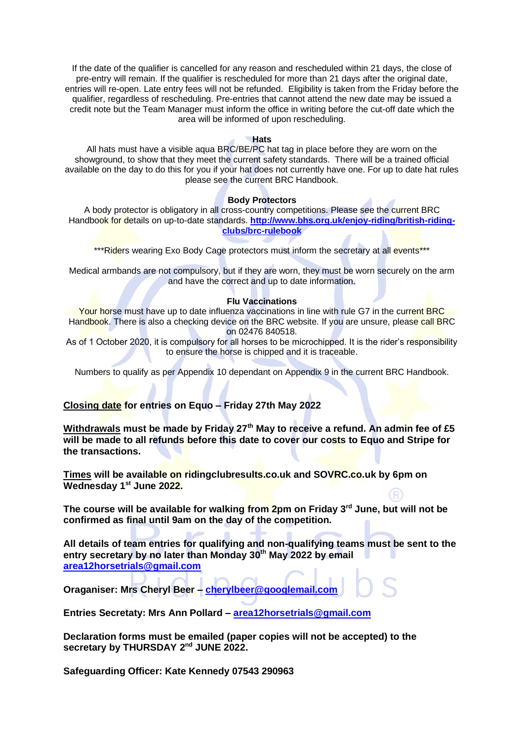If the date of the qualifier is cancelled for any reason and rescheduled within 21 days, the close of pre-entry will remain. If the qualifier is rescheduled for more than 21 days after the original date, entries will re-open. Late entry fees will not be refunded. Eligibility is taken from the Friday before the qualifier, regardless of rescheduling. Pre-entries that cannot attend the new date may be issued a credit note but the Team Manager must inform the office in writing before the cut-off date which the area will be informed of upon rescheduling.

**Hats**

All hats must have a visible aqua BRC/BE/PC hat tag in place before they are worn on the showground, to show that they meet the current safety standards. There will be a trained official available on the day to do this for you if your hat does not currently have one. For up to date hat rules please see the current BRC Handbook.

**Body Protectors**

A body protector is obligatory in all cross-country competitions. Please see the current BRC Handbook for details on up-to-date standards. **http://www.bhs.org.uk/enjoy-riding/british-riding-clubs/brc-rulebook**

***Riders wearing Exo Body Cage protectors must inform the secretary at all events***

Medical armbands are not compulsory, but if they are worn, they must be worn securely on the arm and have the correct and up to date information.

**Flu Vaccinations**

Your horse must have up to date influenza vaccinations in line with rule G7 in the current BRC Handbook. There is also a checking device on the BRC website. If you are unsure, please call BRC on 02476 840518.
As of 1 October 2020, it is compulsory for all horses to be microchipped. It is the rider's responsibility to ensure the horse is chipped and it is traceable.

Numbers to qualify as per Appendix 10 dependant on Appendix 9 in the current BRC Handbook.

**Closing date for entries on Equo – Friday 27th May 2022**

**Withdrawals must be made by Friday 27th May to receive a refund. An admin fee of £5 will be made to all refunds before this date to cover our costs to Equo and Stripe for the transactions.**

**Times will be available on ridingclubresults.co.uk and SOVRC.co.uk by 6pm on Wednesday 1st June 2022.**

**The course will be available for walking from 2pm on Friday 3rd June, but will not be confirmed as final until 9am on the day of the competition.**

**All details of team entries for qualifying and non-qualifying teams must be sent to the entry secretary by no later than Monday 30th May 2022 by email area12horsetrials@gmail.com**

**Oraganiser: Mrs Cheryl Beer – cherylbeer@googlemail.com**

**Entries Secretaty: Mrs Ann Pollard – area12horsetrials@gmail.com**

**Declaration forms must be emailed (paper copies will not be accepted) to the secretary by THURSDAY 2nd JUNE 2022.**

**Safeguarding Officer: Kate Kennedy 07543 290963**